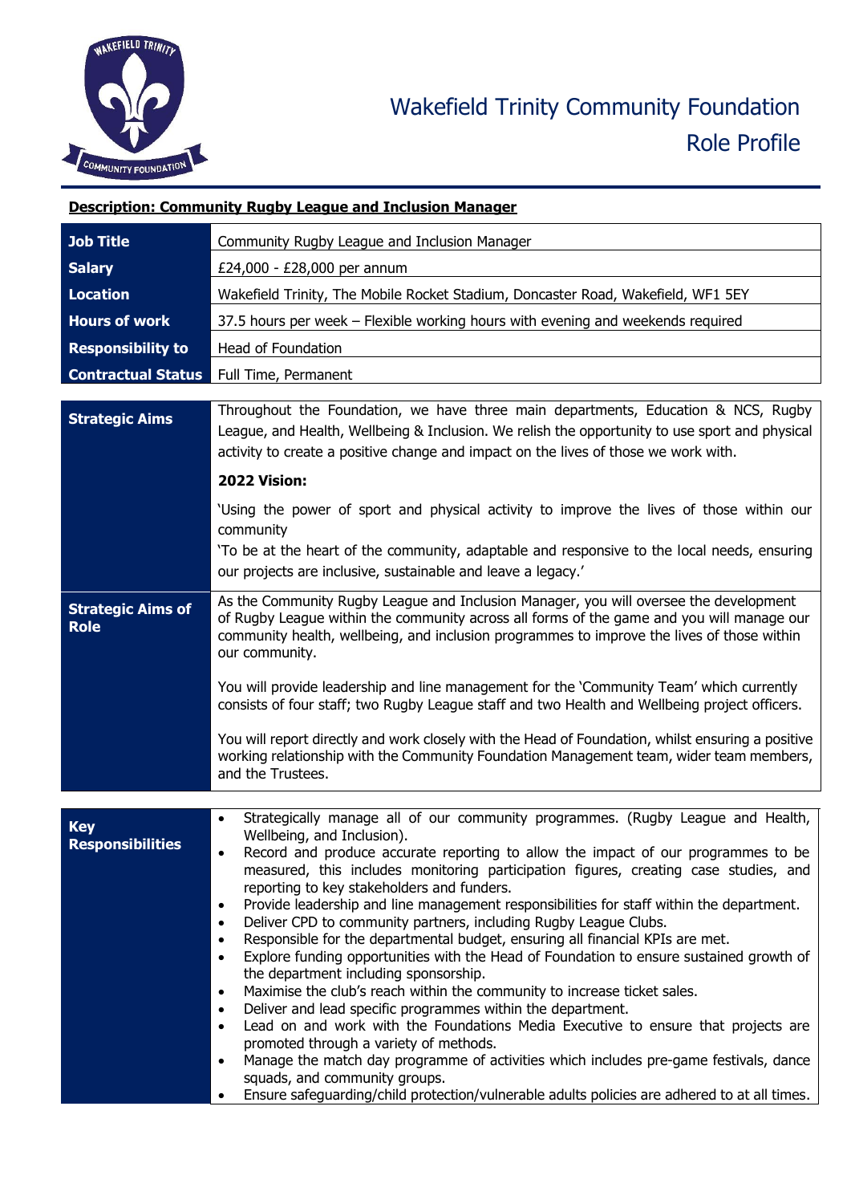# Wakefield Trinity Community Foundation
## Role Profile

**Description: Community Rugby League and Inclusion Manager**

| | |
|---|---|
| **Job Title** | Community Rugby League and Inclusion Manager |
| **Salary** | £24,000 - £28,000 per annum |
| **Location** | Wakefield Trinity, The Mobile Rocket Stadium, Doncaster Road, Wakefield, WF1 5EY |
| **Hours of work** | 37.5 hours per week – Flexible working hours with evening and weekends required |
| **Responsibility to** | Head of Foundation |
| **Contractual Status** | Full Time, Permanent |

| | |
|---|---|
| **Strategic Aims** | Throughout the Foundation, we have three main departments, Education & NCS, Rugby League, and Health, Wellbeing & Inclusion. We relish the opportunity to use sport and physical activity to create a positive change and impact on the lives of those we work with.<br><br>**2022 Vision:**<br><br>'Using the power of sport and physical activity to improve the lives of those within our community<br>'To be at the heart of the community, adaptable and responsive to the local needs, ensuring our projects are inclusive, sustainable and leave a legacy.' |
| **Strategic Aims of Role** | As the Community Rugby League and Inclusion Manager, you will oversee the development of Rugby League within the community across all forms of the game and you will manage our community health, wellbeing, and inclusion programmes to improve the lives of those within our community.<br><br>You will provide leadership and line management for the 'Community Team' which currently consists of four staff; two Rugby League staff and two Health and Wellbeing project officers.<br><br>You will report directly and work closely with the Head of Foundation, whilst ensuring a positive working relationship with the Community Foundation Management team, wider team members, and the Trustees. |

| | |
|---|---|
| **Key Responsibilities** | • Strategically manage all of our community programmes. (Rugby League and Health, Wellbeing, and Inclusion).<br>• Record and produce accurate reporting to allow the impact of our programmes to be measured, this includes monitoring participation figures, creating case studies, and reporting to key stakeholders and funders.<br>• Provide leadership and line management responsibilities for staff within the department.<br>• Deliver CPD to community partners, including Rugby League Clubs.<br>• Responsible for the departmental budget, ensuring all financial KPIs are met.<br>• Explore funding opportunities with the Head of Foundation to ensure sustained growth of the department including sponsorship.<br>• Maximise the club's reach within the community to increase ticket sales.<br>• Deliver and lead specific programmes within the department.<br>• Lead on and work with the Foundations Media Executive to ensure that projects are promoted through a variety of methods.<br>• Manage the match day programme of activities which includes pre-game festivals, dance squads, and community groups.<br>• Ensure safeguarding/child protection/vulnerable adults policies are adhered to at all times. |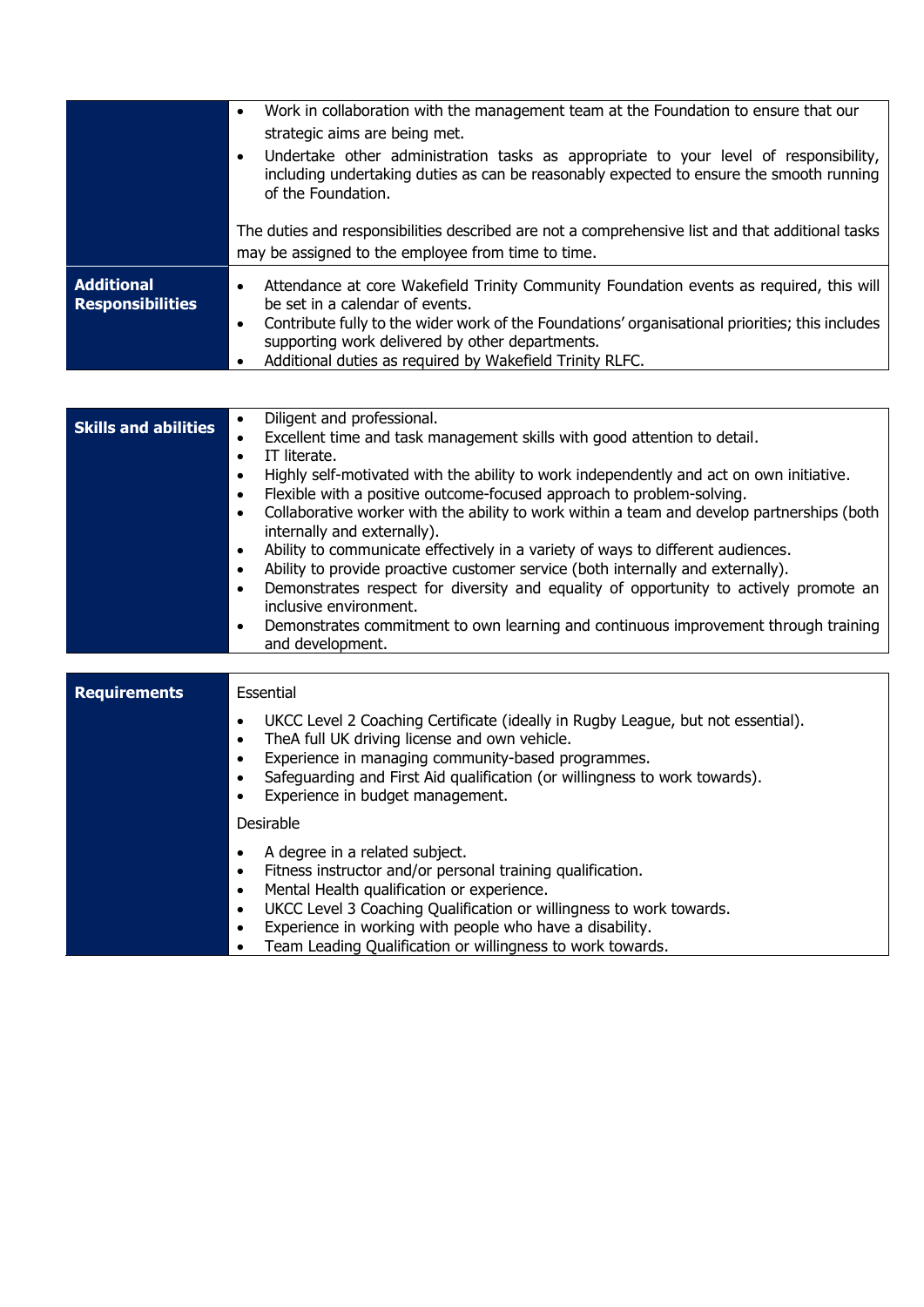| | |
|---|---|
| | • Work in collaboration with the management team at the Foundation to ensure that our strategic aims are being met.<br>• Undertake other administration tasks as appropriate to your level of responsibility, including undertaking duties as can be reasonably expected to ensure the smooth running of the Foundation.<br><br>The duties and responsibilities described are not a comprehensive list and that additional tasks may be assigned to the employee from time to time. |
| **Additional Responsibilities** | • Attendance at core Wakefield Trinity Community Foundation events as required, this will be set in a calendar of events.<br>• Contribute fully to the wider work of the Foundations' organisational priorities; this includes supporting work delivered by other departments.<br>• Additional duties as required by Wakefield Trinity RLFC. |

| | |
|---|---|
| **Skills and abilities** | • Diligent and professional.<br>• Excellent time and task management skills with good attention to detail.<br>• IT literate.<br>• Highly self-motivated with the ability to work independently and act on own initiative.<br>• Flexible with a positive outcome-focused approach to problem-solving.<br>• Collaborative worker with the ability to work within a team and develop partnerships (both internally and externally).<br>• Ability to communicate effectively in a variety of ways to different audiences.<br>• Ability to provide proactive customer service (both internally and externally).<br>• Demonstrates respect for diversity and equality of opportunity to actively promote an inclusive environment.<br>• Demonstrates commitment to own learning and continuous improvement through training and development. |

| | |
|---|---|
| **Requirements** | Essential<br><br>• UKCC Level 2 Coaching Certificate (ideally in Rugby League, but not essential).<br>• TheA full UK driving license and own vehicle.<br>• Experience in managing community-based programmes.<br>• Safeguarding and First Aid qualification (or willingness to work towards).<br>• Experience in budget management.<br><br>Desirable<br><br>• A degree in a related subject.<br>• Fitness instructor and/or personal training qualification.<br>• Mental Health qualification or experience.<br>• UKCC Level 3 Coaching Qualification or willingness to work towards.<br>• Experience in working with people who have a disability.<br>• Team Leading Qualification or willingness to work towards. |